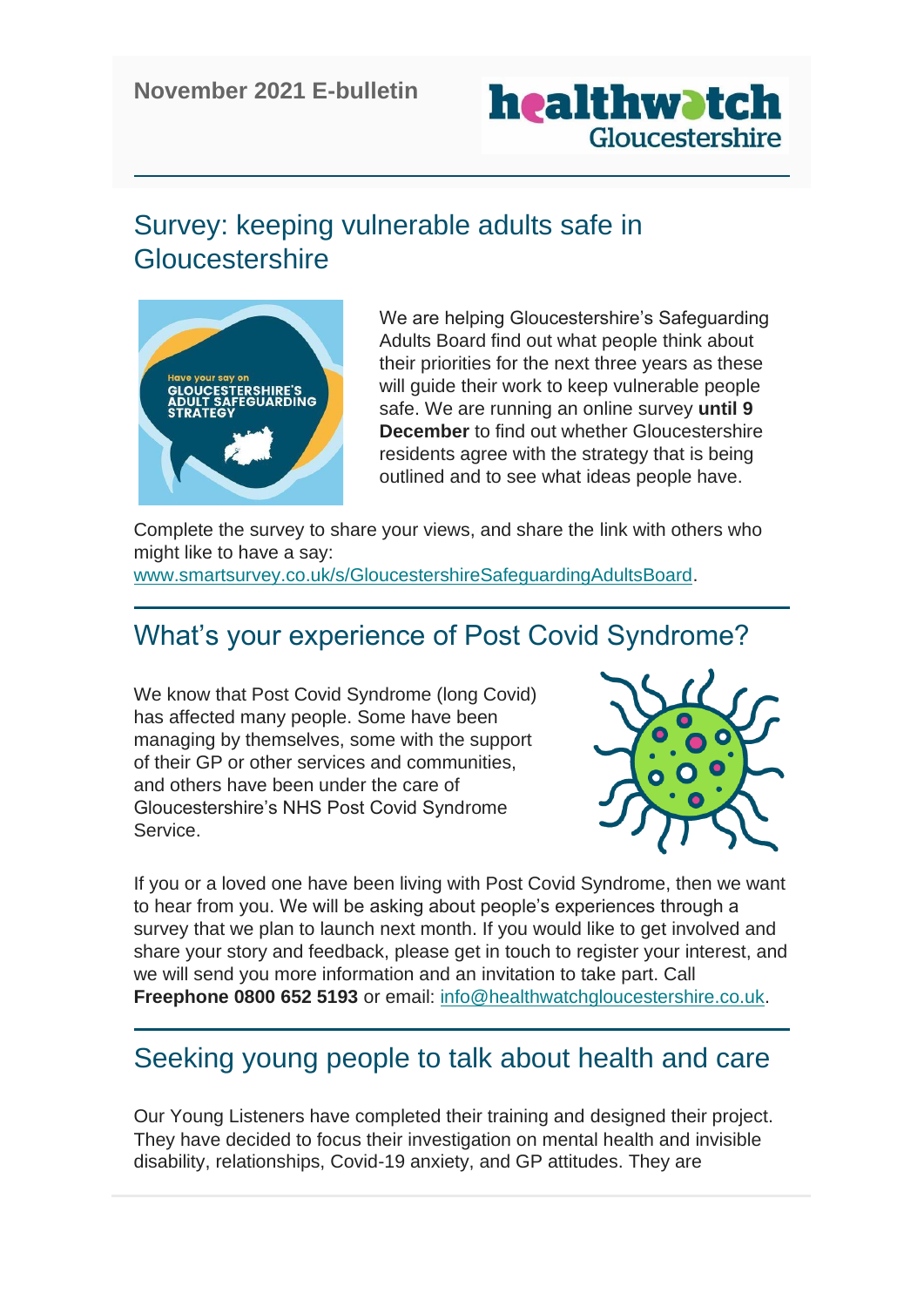November 2021 E-bulletin

healthwatch Gloucestershire

## Survey: keeping vulnerable adults safe in Gloucestershire

We are helping Gloucestershire's Safeguarding Adults Board find out what people think about their priorities for the next three years as these will guide their work to keep vulnerable people safe. We are running an online survey **until 9 December** to find out whether Gloucestershire residents agree with the strategy that is being outlined and to see what ideas people have.

Complete the survey to share your views, and share the link with others who might like to have a say: www.smartsurvey.co.uk/s/GloucestershireSafeguardingAdultsBoard.

## What's your experience of Post Covid Syndrome?

We know that Post Covid Syndrome (long Covid) has affected many people. Some have been managing by themselves, some with the support of their GP or other services and communities, and others have been under the care of Gloucestershire's NHS Post Covid Syndrome Service.

If you or a loved one have been living with Post Covid Syndrome, then we want to hear from you. We will be asking about people's experiences through a survey that we plan to launch next month. If you would like to get involved and share your story and feedback, please get in touch to register your interest, and we will send you more information and an invitation to take part. Call **Freephone 0800 652 5193** or email: info@healthwatchgloucestershire.co.uk.

## Seeking young people to talk about health and care

Our Young Listeners have completed their training and designed their project. They have decided to focus their investigation on mental health and invisible disability, relationships, Covid-19 anxiety, and GP attitudes. They are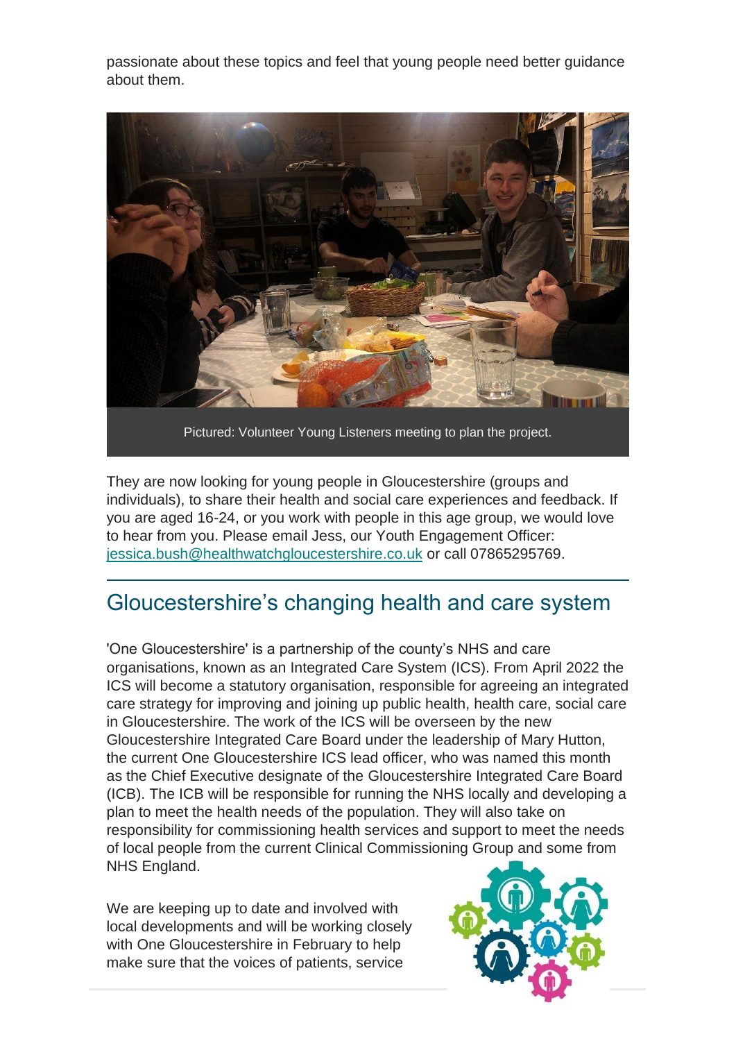passionate about these topics and feel that young people need better guidance about them.

Pictured: Volunteer Young Listeners meeting to plan the project.

They are now looking for young people in Gloucestershire (groups and individuals), to share their health and social care experiences and feedback. If you are aged 16-24, or you work with people in this age group, we would love to hear from you. Please email Jess, our Youth Engagement Officer: jessica.bush@healthwatchgloucestershire.co.uk or call 07865295769.

## Gloucestershire's changing health and care system

'One Gloucestershire' is a partnership of the county's NHS and care organisations, known as an Integrated Care System (ICS). From April 2022 the ICS will become a statutory organisation, responsible for agreeing an integrated care strategy for improving and joining up public health, health care, social care in Gloucestershire. The work of the ICS will be overseen by the new Gloucestershire Integrated Care Board under the leadership of Mary Hutton, the current One Gloucestershire ICS lead officer, who was named this month as the Chief Executive designate of the Gloucestershire Integrated Care Board (ICB). The ICB will be responsible for running the NHS locally and developing a plan to meet the health needs of the population. They will also take on responsibility for commissioning health services and support to meet the needs of local people from the current Clinical Commissioning Group and some from NHS England.

We are keeping up to date and involved with local developments and will be working closely with One Gloucestershire in February to help make sure that the voices of patients, service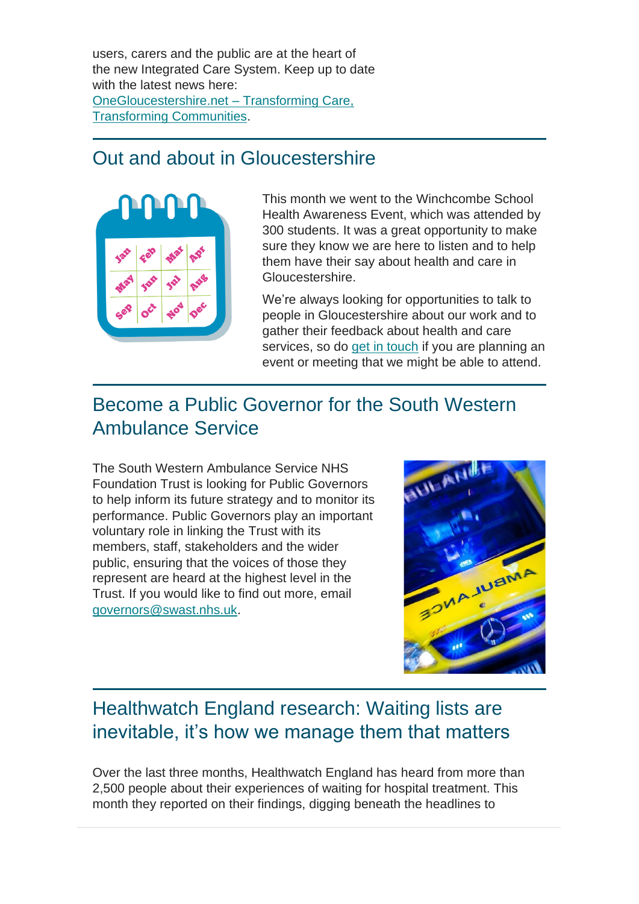users, carers and the public are at the heart of the new Integrated Care System. Keep up to date with the latest news here: [OneGloucestershire.net – Transforming Care, Transforming Communities](#).

## Out and about in Gloucestershire

This month we went to the Winchcombe School Health Awareness Event, which was attended by 300 students. It was a great opportunity to make sure they know we are here to listen and to help them have their say about health and care in Gloucestershire.

We're always looking for opportunities to talk to people in Gloucestershire about our work and to gather their feedback about health and care services, so do [get in touch](#) if you are planning an event or meeting that we might be able to attend.

## Become a Public Governor for the South Western Ambulance Service

The South Western Ambulance Service NHS Foundation Trust is looking for Public Governors to help inform its future strategy and to monitor its performance. Public Governors play an important voluntary role in linking the Trust with its members, staff, stakeholders and the wider public, ensuring that the voices of those they represent are heard at the highest level in the Trust. If you would like to find out more, email [governors@swast.nhs.uk](mailto:governors@swast.nhs.uk).

## Healthwatch England research: Waiting lists are inevitable, it's how we manage them that matters

Over the last three months, Healthwatch England has heard from more than 2,500 people about their experiences of waiting for hospital treatment. This month they reported on their findings, digging beneath the headlines to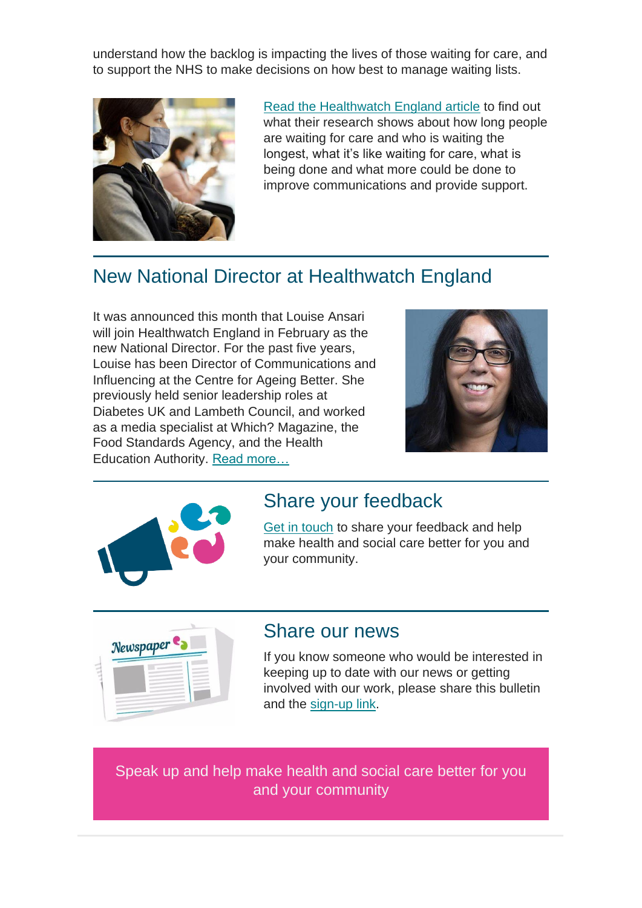understand how the backlog is impacting the lives of those waiting for care, and to support the NHS to make decisions on how best to manage waiting lists.

Read the Healthwatch England article to find out what their research shows about how long people are waiting for care and who is waiting the longest, what it's like waiting for care, what is being done and what more could be done to improve communications and provide support.

## New National Director at Healthwatch England

It was announced this month that Louise Ansari will join Healthwatch England in February as the new National Director. For the past five years, Louise has been Director of Communications and Influencing at the Centre for Ageing Better. She previously held senior leadership roles at Diabetes UK and Lambeth Council, and worked as a media specialist at Which? Magazine, the Food Standards Agency, and the Health Education Authority. Read more…

## Share your feedback

Get in touch to share your feedback and help make health and social care better for you and your community.

## Share our news

If you know someone who would be interested in keeping up to date with our news or getting involved with our work, please share this bulletin and the sign-up link.

Speak up and help make health and social care better for you and your community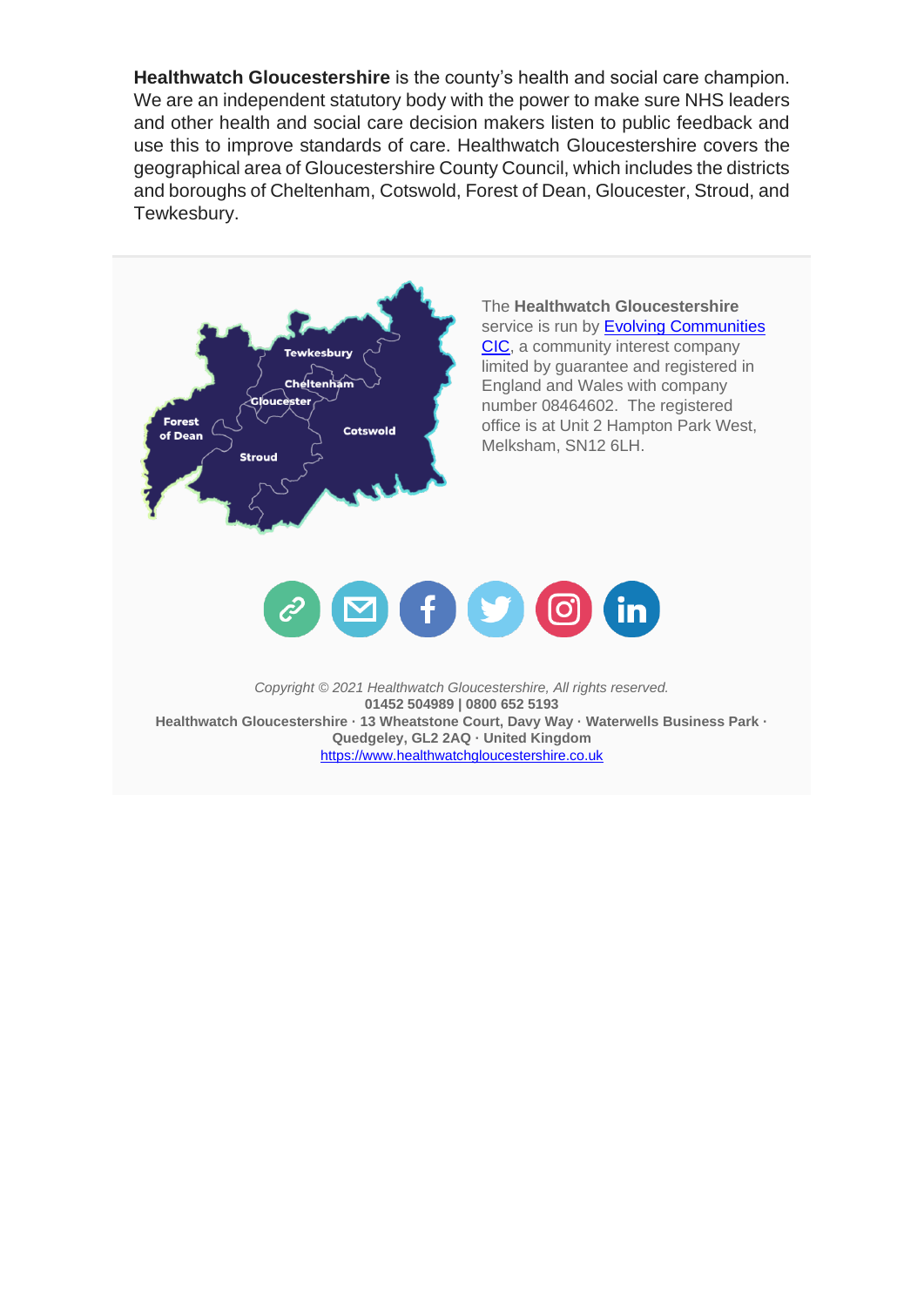**Healthwatch Gloucestershire** is the county's health and social care champion. We are an independent statutory body with the power to make sure NHS leaders and other health and social care decision makers listen to public feedback and use this to improve standards of care. Healthwatch Gloucestershire covers the geographical area of Gloucestershire County Council, which includes the districts and boroughs of Cheltenham, Cotswold, Forest of Dean, Gloucester, Stroud, and Tewkesbury.

Tewkesbury
Cheltenham
Gloucester
Forest of Dean
Cotswold
Stroud

The **Healthwatch Gloucestershire** service is run by [Evolving Communities CIC](), a community interest company limited by guarantee and registered in England and Wales with company number 08464602. The registered office is at Unit 2 Hampton Park West, Melksham, SN12 6LH.

*Copyright © 2021 Healthwatch Gloucestershire, All rights reserved.*
**01452 504989 | 0800 652 5193**
**Healthwatch Gloucestershire · 13 Wheatstone Court, Davy Way · Waterwells Business Park · Quedgeley, GL2 2AQ · United Kingdom**
[https://www.healthwatchgloucestershire.co.uk](https://www.healthwatchgloucestershire.co.uk)